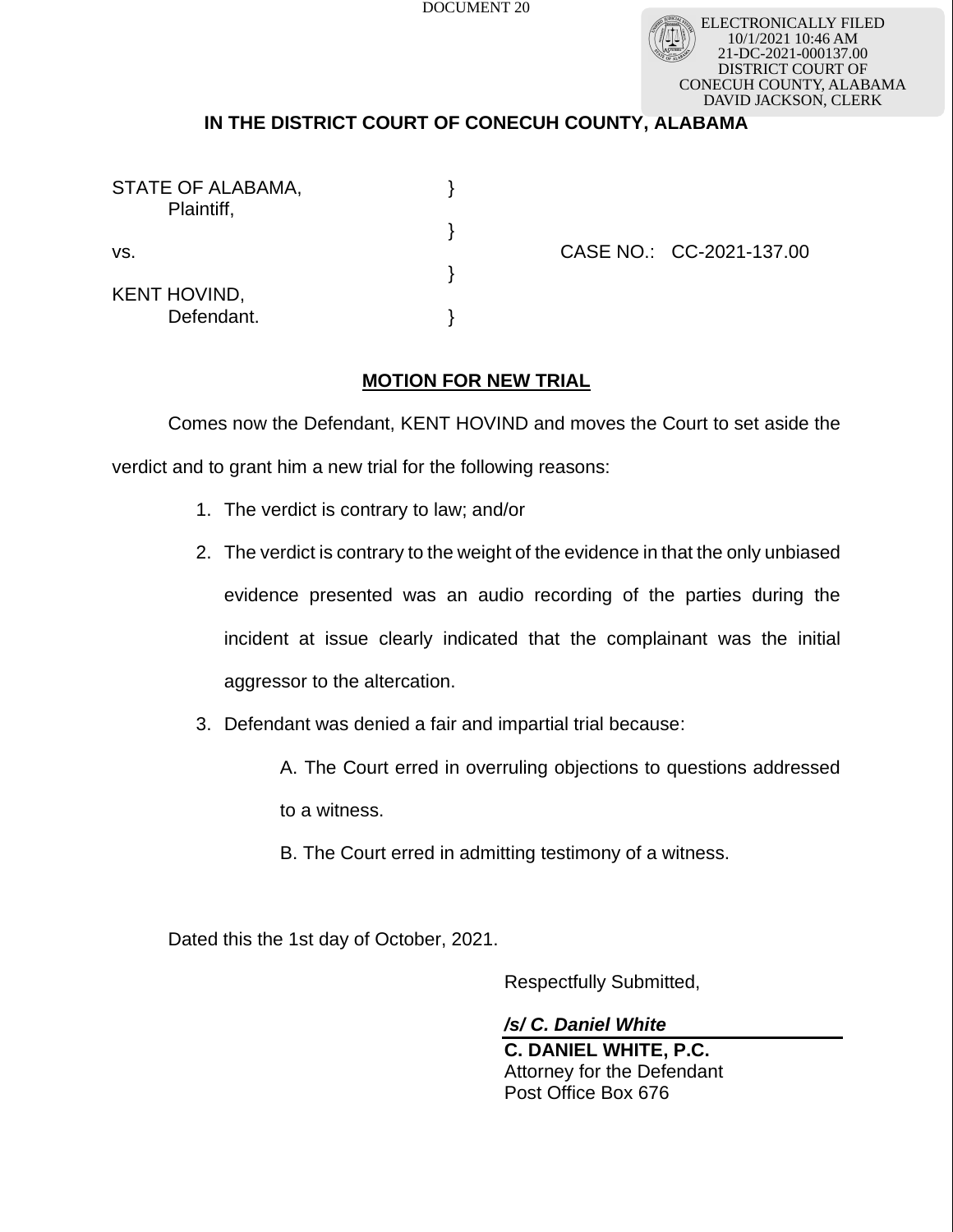DOCUMENT 20

ELECTRONICALLY FILED
10/1/2021 10:46 AM
21-DC-2021-000137.00
DISTRICT COURT OF
CONECUH COUNTY, ALABAMA
DAVID JACKSON, CLERK

**IN THE DISTRICT COURT OF CONECUH COUNTY, ALABAMA**

STATE OF ALABAMA,
Plaintiff,

vs. CASE NO.: CC-2021-137.00

KENT HOVIND,
Defendant.

**MOTION FOR NEW TRIAL**

Comes now the Defendant, KENT HOVIND and moves the Court to set aside the verdict and to grant him a new trial for the following reasons:

1. The verdict is contrary to law; and/or
2. The verdict is contrary to the weight of the evidence in that the only unbiased evidence presented was an audio recording of the parties during the incident at issue clearly indicated that the complainant was the initial aggressor to the altercation.
3. Defendant was denied a fair and impartial trial because:

   A. The Court erred in overruling objections to questions addressed to a witness.

   B. The Court erred in admitting testimony of a witness.

Dated this the 1st day of October, 2021.

Respectfully Submitted,

***/s/ C. Daniel White***

**C. DANIEL WHITE, P.C.**
Attorney for the Defendant
Post Office Box 676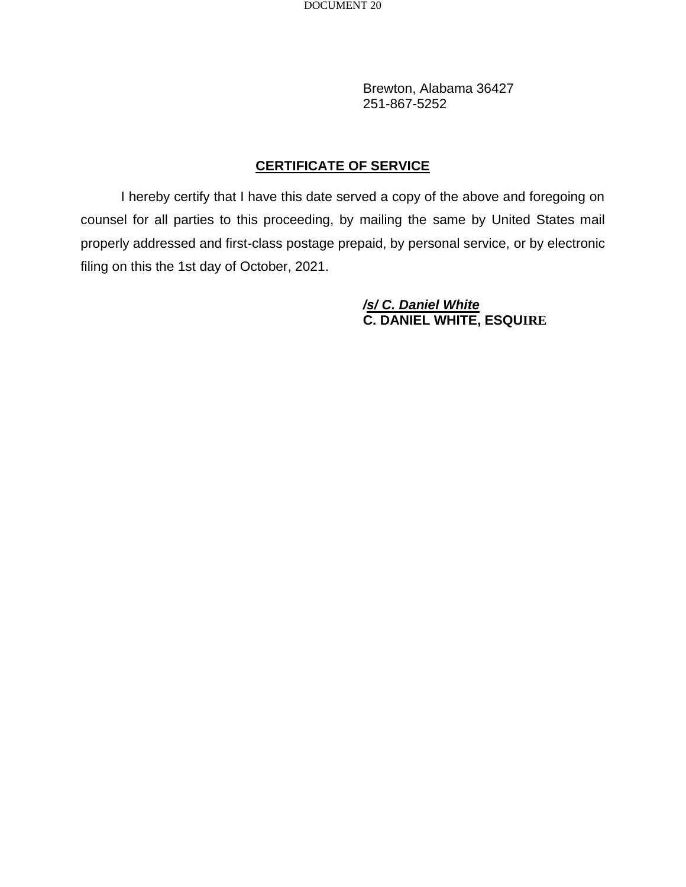Brewton, Alabama 36427
251-867-5252

## CERTIFICATE OF SERVICE

I hereby certify that I have this date served a copy of the above and foregoing on counsel for all parties to this proceeding, by mailing the same by United States mail properly addressed and first-class postage prepaid, by personal service, or by electronic filing on this the 1st day of October, 2021.

***/s/ C. Daniel White***
**C. DANIEL WHITE, ESQUIRE**